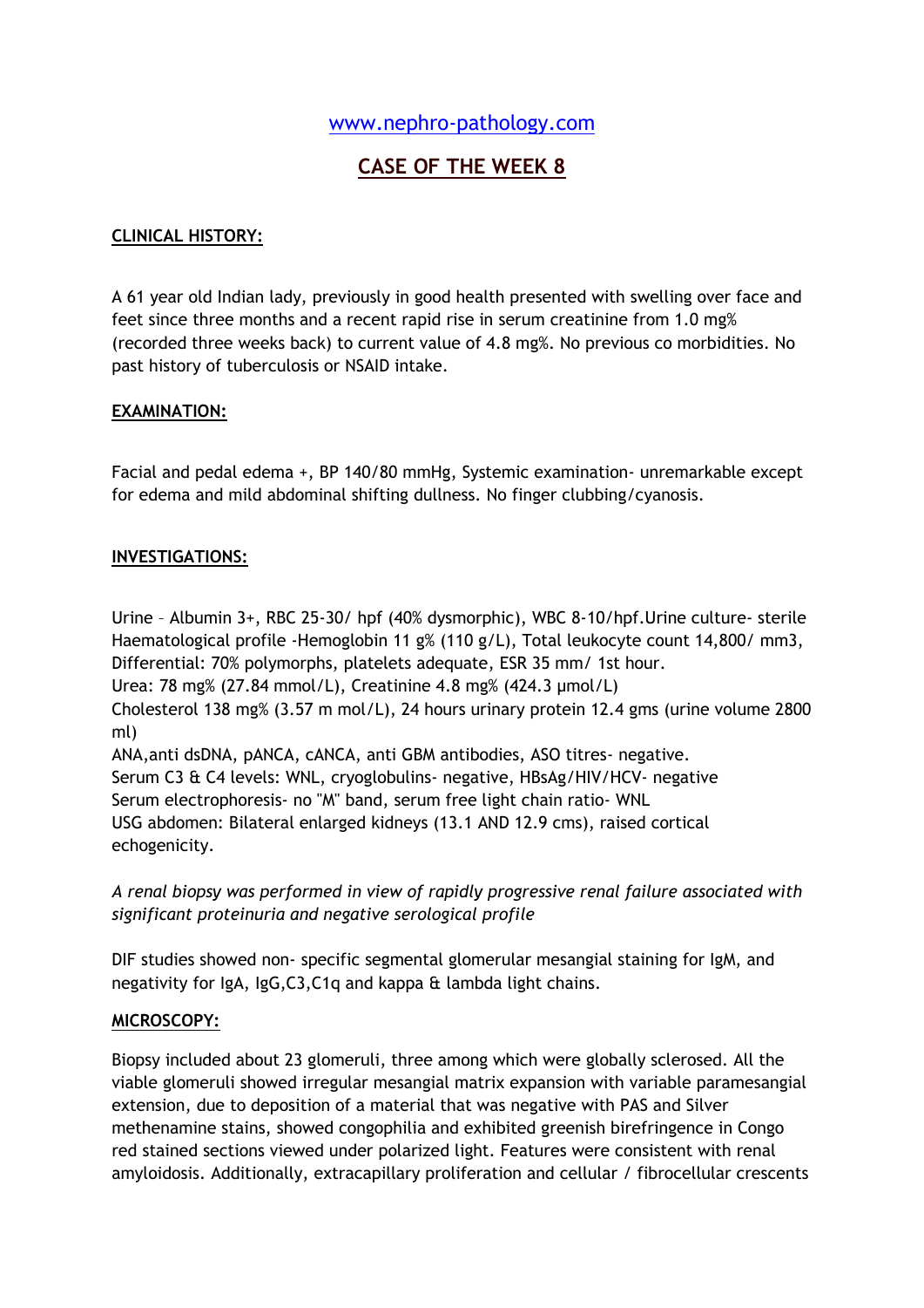www.nephro-pathology.com

# CASE OF THE WEEK 8

## CLINICAL HISTORY:

A 61 year old Indian lady, previously in good health presented with swelling over face and feet since three months and a recent rapid rise in serum creatinine from 1.0 mg% (recorded three weeks back) to current value of 4.8 mg%. No previous co morbidities. No past history of tuberculosis or NSAID intake.

## EXAMINATION:

Facial and pedal edema +, BP 140/80 mmHg, Systemic examination- unremarkable except for edema and mild abdominal shifting dullness. No finger clubbing/cyanosis.

## INVESTIGATIONS:

Urine – Albumin 3+, RBC 25-30/ hpf (40% dysmorphic), WBC 8-10/hpf.Urine culture- sterile
Haematological profile -Hemoglobin 11 g% (110 g/L), Total leukocyte count 14,800/ mm3, Differential: 70% polymorphs, platelets adequate, ESR 35 mm/ 1st hour.
Urea: 78 mg% (27.84 mmol/L), Creatinine 4.8 mg% (424.3 µmol/L)
Cholesterol 138 mg% (3.57 m mol/L), 24 hours urinary protein 12.4 gms (urine volume 2800 ml)
ANA,anti dsDNA, pANCA, cANCA, anti GBM antibodies, ASO titres- negative.
Serum C3 & C4 levels: WNL, cryoglobulins- negative, HBsAg/HIV/HCV- negative
Serum electrophoresis- no "M" band, serum free light chain ratio- WNL
USG abdomen: Bilateral enlarged kidneys (13.1 AND 12.9 cms), raised cortical echogenicity.

*A renal biopsy was performed in view of rapidly progressive renal failure associated with significant proteinuria and negative serological profile*

DIF studies showed non- specific segmental glomerular mesangial staining for IgM, and negativity for IgA, IgG,C3,C1q and kappa & lambda light chains.

## MICROSCOPY:

Biopsy included about 23 glomeruli, three among which were globally sclerosed. All the viable glomeruli showed irregular mesangial matrix expansion with variable paramesangial extension, due to deposition of a material that was negative with PAS and Silver methenamine stains, showed congophilia and exhibited greenish birefringence in Congo red stained sections viewed under polarized light. Features were consistent with renal amyloidosis. Additionally, extracapillary proliferation and cellular / fibrocellular crescents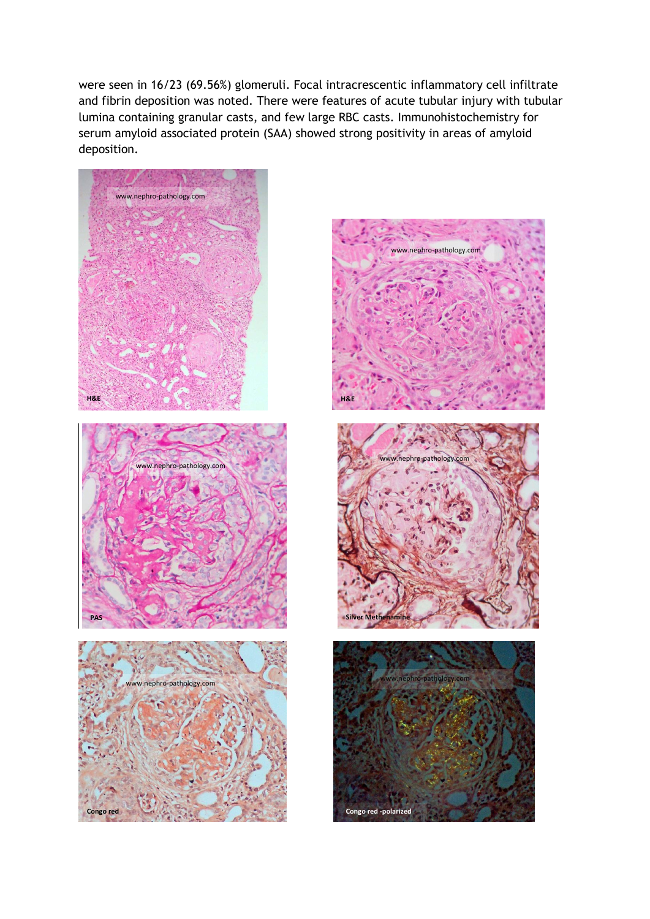were seen in 16/23 (69.56%) glomeruli. Focal intracrescentic inflammatory cell infiltrate and fibrin deposition was noted. There were features of acute tubular injury with tubular lumina containing granular casts, and few large RBC casts. Immunohistochemistry for serum amyloid associated protein (SAA) showed strong positivity in areas of amyloid deposition.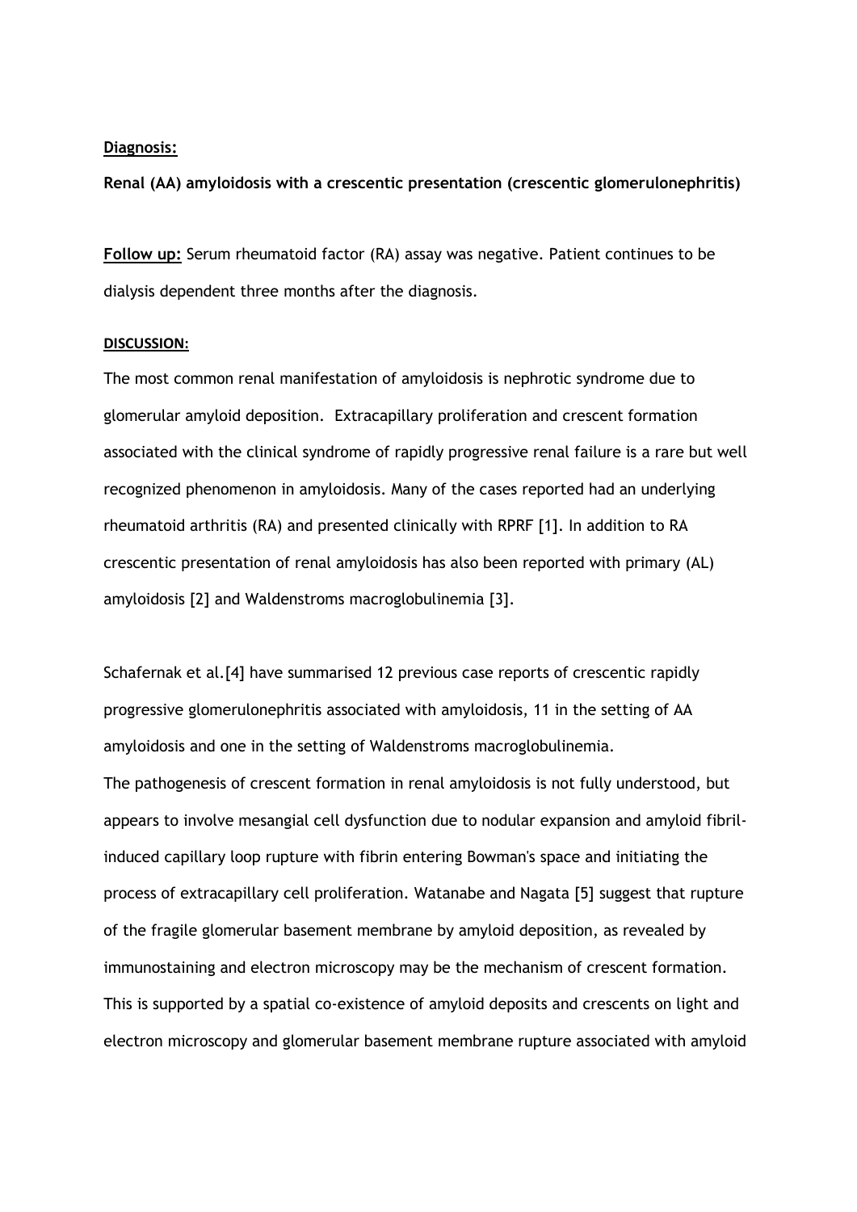**Diagnosis:**

**Renal (AA) amyloidosis with a crescentic presentation (crescentic glomerulonephritis)**

**Follow up:** Serum rheumatoid factor (RA) assay was negative. Patient continues to be dialysis dependent three months after the diagnosis.

**DISCUSSION:**

The most common renal manifestation of amyloidosis is nephrotic syndrome due to glomerular amyloid deposition. Extracapillary proliferation and crescent formation associated with the clinical syndrome of rapidly progressive renal failure is a rare but well recognized phenomenon in amyloidosis. Many of the cases reported had an underlying rheumatoid arthritis (RA) and presented clinically with RPRF [1]. In addition to RA crescentic presentation of renal amyloidosis has also been reported with primary (AL) amyloidosis [2] and Waldenstroms macroglobulinemia [3].

Schafernak et al.[4] have summarised 12 previous case reports of crescentic rapidly progressive glomerulonephritis associated with amyloidosis, 11 in the setting of AA amyloidosis and one in the setting of Waldenstroms macroglobulinemia.

The pathogenesis of crescent formation in renal amyloidosis is not fully understood, but appears to involve mesangial cell dysfunction due to nodular expansion and amyloid fibril-induced capillary loop rupture with fibrin entering Bowman's space and initiating the process of extracapillary cell proliferation. Watanabe and Nagata [5] suggest that rupture of the fragile glomerular basement membrane by amyloid deposition, as revealed by immunostaining and electron microscopy may be the mechanism of crescent formation. This is supported by a spatial co-existence of amyloid deposits and crescents on light and electron microscopy and glomerular basement membrane rupture associated with amyloid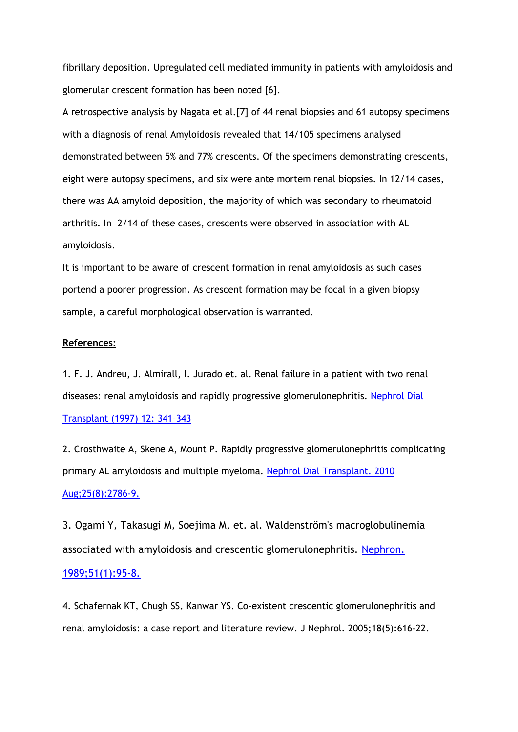fibrillary deposition. Upregulated cell mediated immunity in patients with amyloidosis and glomerular crescent formation has been noted [6].

A retrospective analysis by Nagata et al.[7] of 44 renal biopsies and 61 autopsy specimens with a diagnosis of renal Amyloidosis revealed that 14/105 specimens analysed demonstrated between 5% and 77% crescents. Of the specimens demonstrating crescents, eight were autopsy specimens, and six were ante mortem renal biopsies. In 12/14 cases, there was AA amyloid deposition, the majority of which was secondary to rheumatoid arthritis. In 2/14 of these cases, crescents were observed in association with AL amyloidosis.

It is important to be aware of crescent formation in renal amyloidosis as such cases portend a poorer progression. As crescent formation may be focal in a given biopsy sample, a careful morphological observation is warranted.

**References:**

1. F. J. Andreu, J. Almirall, I. Jurado et. al. Renal failure in a patient with two renal diseases: renal amyloidosis and rapidly progressive glomerulonephritis. Nephrol Dial Transplant (1997) 12: 341–343

2. Crosthwaite A, Skene A, Mount P. Rapidly progressive glomerulonephritis complicating primary AL amyloidosis and multiple myeloma. Nephrol Dial Transplant. 2010 Aug;25(8):2786-9.

3. Ogami Y, Takasugi M, Soejima M, et. al. Waldenström's macroglobulinemia associated with amyloidosis and crescentic glomerulonephritis. Nephron. 1989;51(1):95-8.

4. Schafernak KT, Chugh SS, Kanwar YS. Co-existent crescentic glomerulonephritis and renal amyloidosis: a case report and literature review. J Nephrol. 2005;18(5):616-22.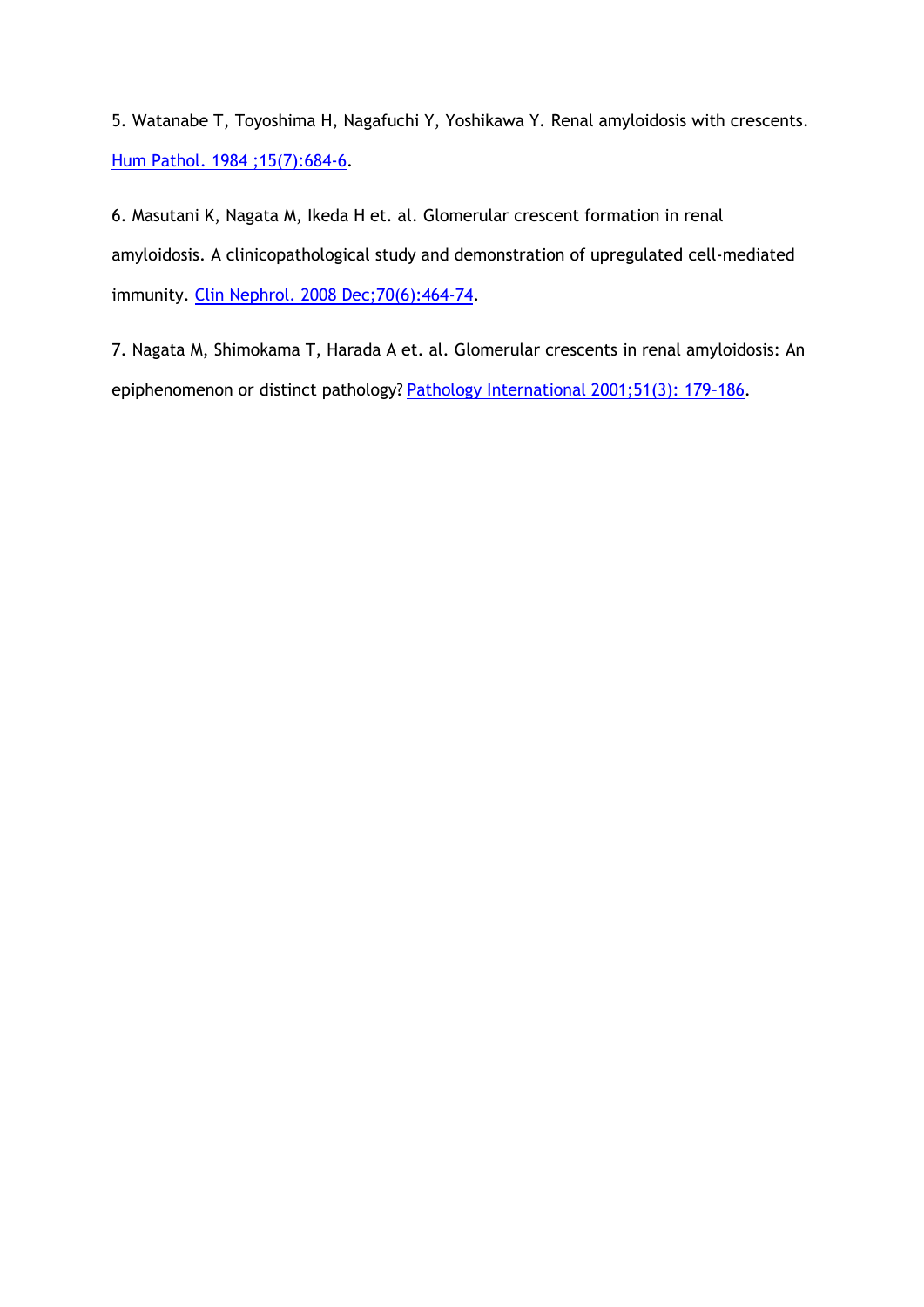5. Watanabe T, Toyoshima H, Nagafuchi Y, Yoshikawa Y. Renal amyloidosis with crescents. Hum Pathol. 1984 ;15(7):684-6.

6. Masutani K, Nagata M, Ikeda H et. al. Glomerular crescent formation in renal amyloidosis. A clinicopathological study and demonstration of upregulated cell-mediated immunity. Clin Nephrol. 2008 Dec;70(6):464-74.

7. Nagata M, Shimokama T, Harada A et. al. Glomerular crescents in renal amyloidosis: An epiphenomenon or distinct pathology? Pathology International 2001;51(3): 179–186.